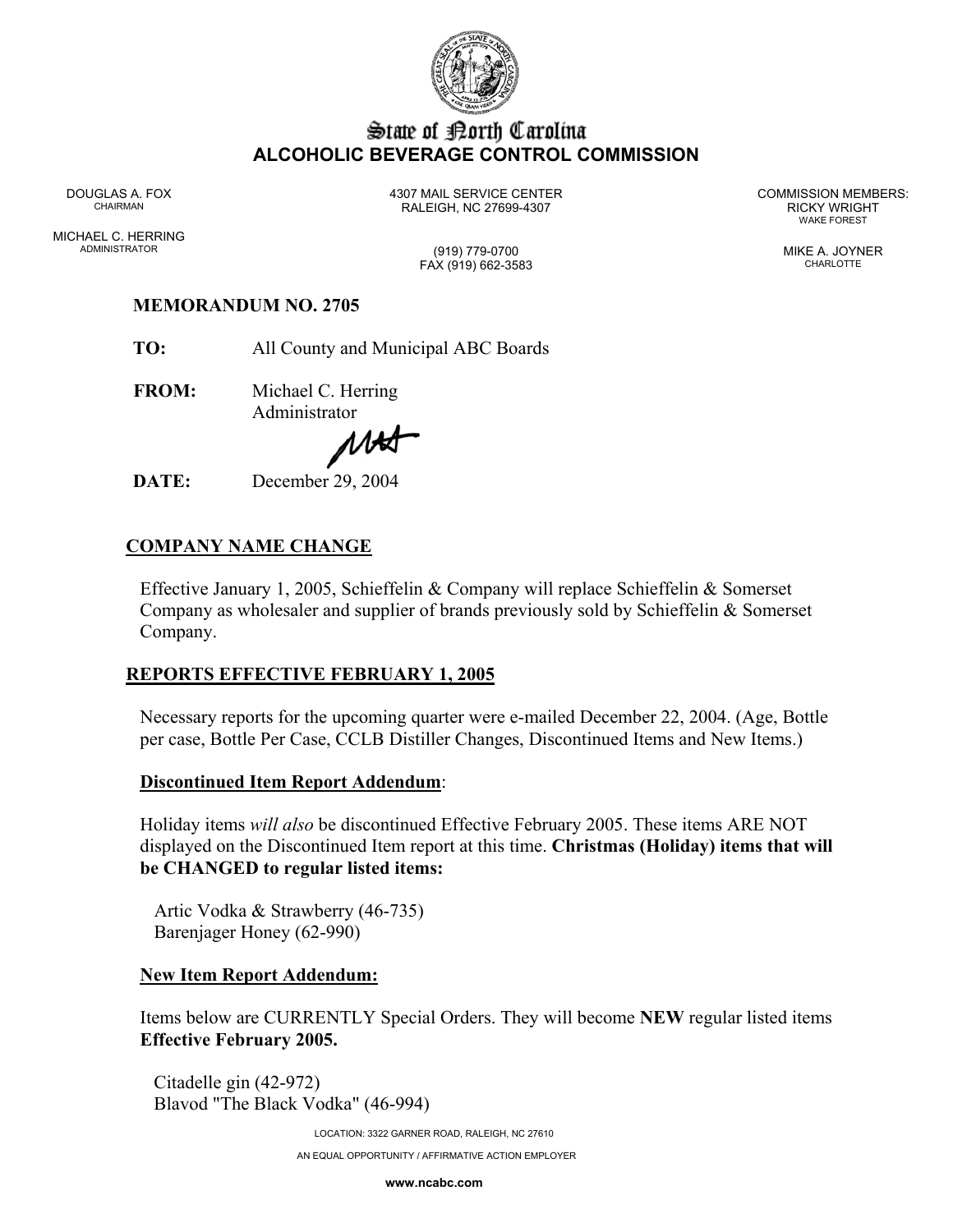# State of North Carolina
## ALCOHOLIC BEVERAGE CONTROL COMMISSION

DOUGLAS A. FOX
CHAIRMAN

MICHAEL C. HERRING
ADMINISTRATOR

4307 MAIL SERVICE CENTER
RALEIGH, NC 27699-4307

(919) 779-0700
FAX (919) 662-3583

COMMISSION MEMBERS:
RICKY WRIGHT
WAKE FOREST

MIKE A. JOYNER
CHARLOTTE

**MEMORANDUM NO. 2705**

**TO:** All County and Municipal ABC Boards

**FROM:** Michael C. Herring
Administrator

**DATE:** December 29, 2004

## COMPANY NAME CHANGE

Effective January 1, 2005, Schieffelin & Company will replace Schieffelin & Somerset Company as wholesaler and supplier of brands previously sold by Schieffelin & Somerset Company.

## REPORTS EFFECTIVE FEBRUARY 1, 2005

Necessary reports for the upcoming quarter were e-mailed December 22, 2004. (Age, Bottle per case, Bottle Per Case, CCLB Distiller Changes, Discontinued Items and New Items.)

### Discontinued Item Report Addendum:

Holiday items *will also* be discontinued Effective February 2005. These items ARE NOT displayed on the Discontinued Item report at this time. **Christmas (Holiday) items that will be CHANGED to regular listed items:**

Artic Vodka & Strawberry (46-735)
Barenjager Honey (62-990)

### New Item Report Addendum:

Items below are CURRENTLY Special Orders. They will become **NEW** regular listed items **Effective February 2005.**

Citadelle gin (42-972)
Blavod "The Black Vodka" (46-994)

LOCATION: 3322 GARNER ROAD, RALEIGH, NC 27610

AN EQUAL OPPORTUNITY / AFFIRMATIVE ACTION EMPLOYER

**www.ncabc.com**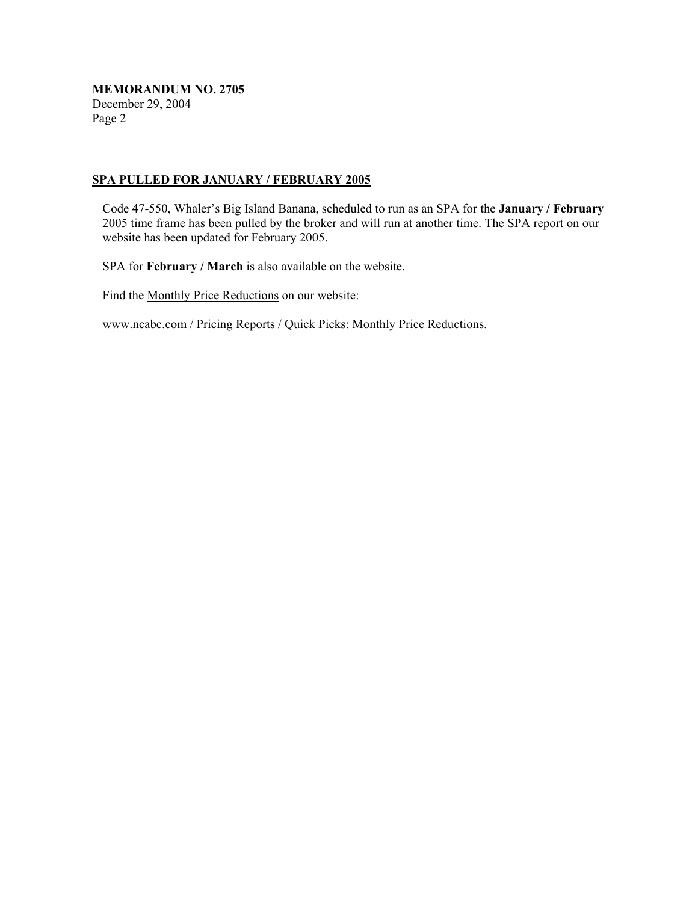## SPA PULLED FOR JANUARY / FEBRUARY 2005

Code 47-550, Whaler's Big Island Banana, scheduled to run as an SPA for the **January / February** 2005 time frame has been pulled by the broker and will run at another time. The SPA report on our website has been updated for February 2005.

SPA for **February / March** is also available on the website.

Find the Monthly Price Reductions on our website:

www.ncabc.com / Pricing Reports / Quick Picks: Monthly Price Reductions.